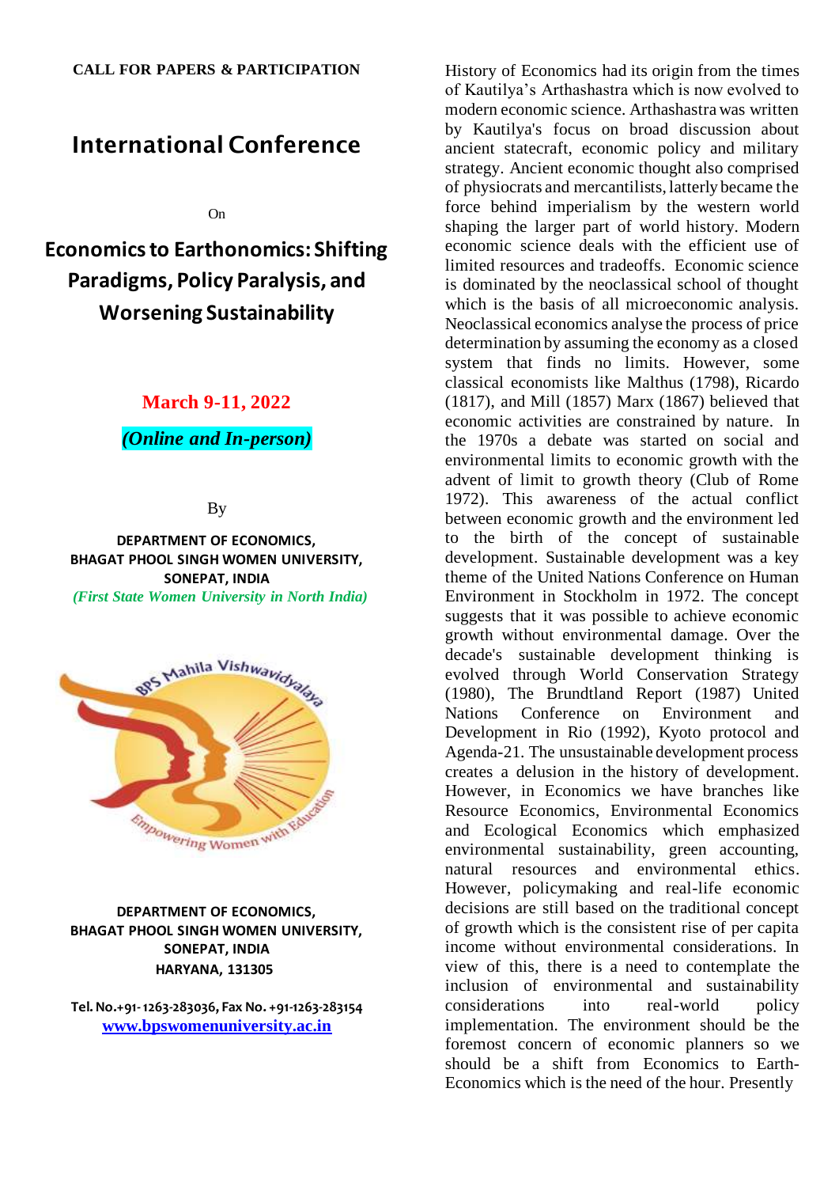**CALL FOR PAPERS & PARTICIPATION**

# International Conference

On

## Economics to Earthonomics: Shifting Paradigms, Policy Paralysis, and Worsening Sustainability

**March 9-11, 2022**

***(Online and In-person)***

By

**DEPARTMENT OF ECONOMICS,
BHAGAT PHOOL SINGH WOMEN UNIVERSITY,
SONEPAT, INDIA**

***(First State Women University in North India)***

**DEPARTMENT OF ECONOMICS,
BHAGAT PHOOL SINGH WOMEN UNIVERSITY,
SONEPAT, INDIA
HARYANA, 131305**

**Tel. No.+91-1263-283036, Fax No. +91-1263-283154**

**www.bpswomenuniversity.ac.in**

History of Economics had its origin from the times of Kautilya's Arthashastra which is now evolved to modern economic science. Arthashastra was written by Kautilya's focus on broad discussion about ancient statecraft, economic policy and military strategy. Ancient economic thought also comprised of physiocrats and mercantilists, latterly became the force behind imperialism by the western world shaping the larger part of world history. Modern economic science deals with the efficient use of limited resources and tradeoffs. Economic science is dominated by the neoclassical school of thought which is the basis of all microeconomic analysis. Neoclassical economics analyse the process of price determination by assuming the economy as a closed system that finds no limits. However, some classical economists like Malthus (1798), Ricardo (1817), and Mill (1857) Marx (1867) believed that economic activities are constrained by nature. In the 1970s a debate was started on social and environmental limits to economic growth with the advent of limit to growth theory (Club of Rome 1972). This awareness of the actual conflict between economic growth and the environment led to the birth of the concept of sustainable development. Sustainable development was a key theme of the United Nations Conference on Human Environment in Stockholm in 1972. The concept suggests that it was possible to achieve economic growth without environmental damage. Over the decade's sustainable development thinking is evolved through World Conservation Strategy (1980), The Brundtland Report (1987) United Nations Conference on Environment and Development in Rio (1992), Kyoto protocol and Agenda-21. The unsustainable development process creates a delusion in the history of development. However, in Economics we have branches like Resource Economics, Environmental Economics and Ecological Economics which emphasized environmental sustainability, green accounting, natural resources and environmental ethics. However, policymaking and real-life economic decisions are still based on the traditional concept of growth which is the consistent rise of per capita income without environmental considerations. In view of this, there is a need to contemplate the inclusion of environmental and sustainability considerations into real-world policy implementation. The environment should be the foremost concern of economic planners so we should be a shift from Economics to Earth-Economics which is the need of the hour. Presently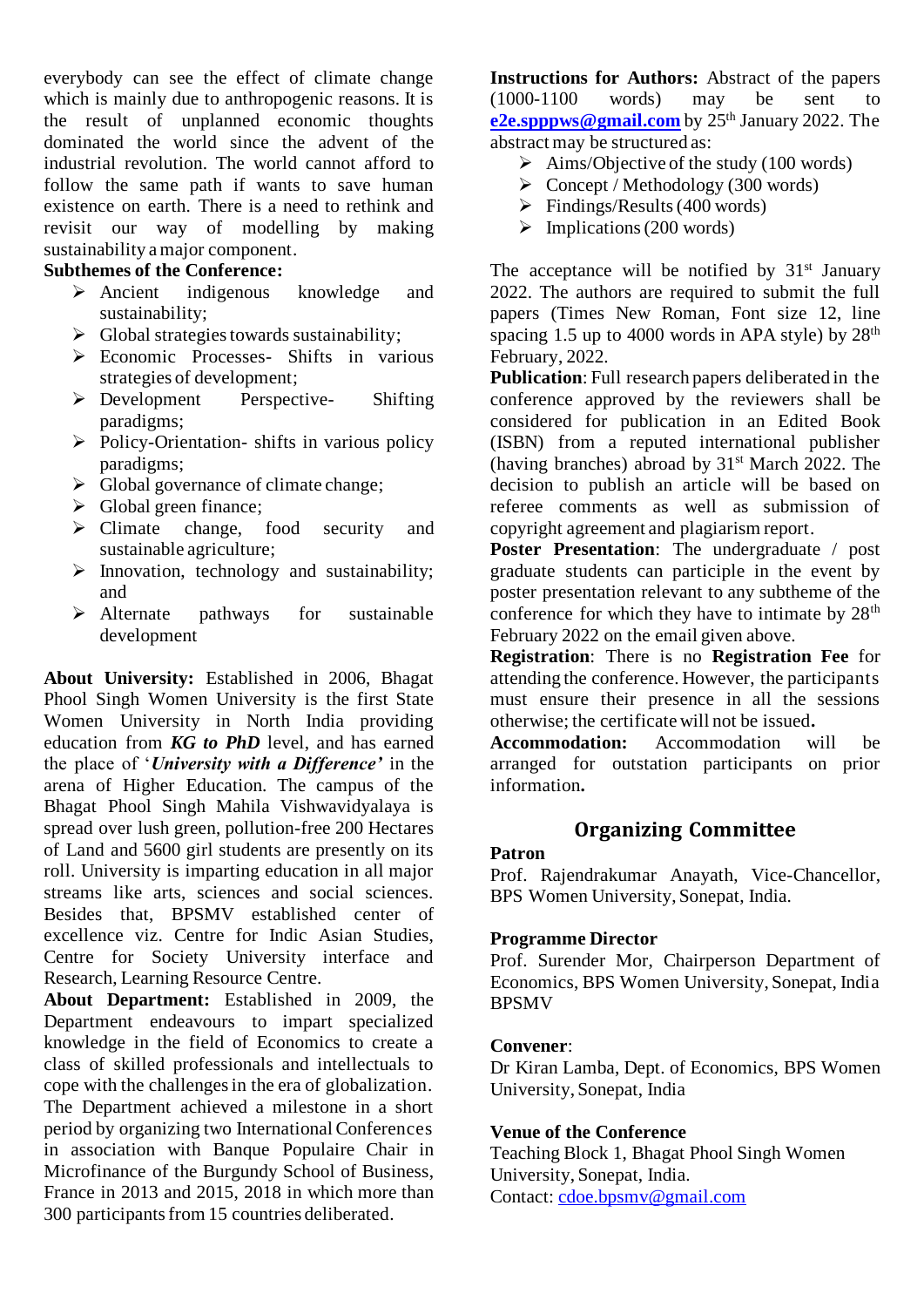everybody can see the effect of climate change which is mainly due to anthropogenic reasons. It is the result of unplanned economic thoughts dominated the world since the advent of the industrial revolution. The world cannot afford to follow the same path if wants to save human existence on earth. There is a need to rethink and revisit our way of modelling by making sustainability a major component.

**Subthemes of the Conference:**

- Ancient indigenous knowledge and sustainability;
- Global strategies towards sustainability;
- Economic Processes- Shifts in various strategies of development;
- Development Perspective- Shifting paradigms;
- Policy-Orientation- shifts in various policy paradigms;
- Global governance of climate change;
- Global green finance;
- Climate change, food security and sustainable agriculture;
- Innovation, technology and sustainability; and
- Alternate pathways for sustainable development

**About University:** Established in 2006, Bhagat Phool Singh Women University is the first State Women University in North India providing education from ***KG to PhD*** level, and has earned the place of '***University with a Difference'*** in the arena of Higher Education. The campus of the Bhagat Phool Singh Mahila Vishwavidyalaya is spread over lush green, pollution-free 200 Hectares of Land and 5600 girl students are presently on its roll. University is imparting education in all major streams like arts, sciences and social sciences. Besides that, BPSMV established center of excellence viz. Centre for Indic Asian Studies, Centre for Society University interface and Research, Learning Resource Centre.

**About Department:** Established in 2009, the Department endeavours to impart specialized knowledge in the field of Economics to create a class of skilled professionals and intellectuals to cope with the challenges in the era of globalization. The Department achieved a milestone in a short period by organizing two International Conferences in association with Banque Populaire Chair in Microfinance of the Burgundy School of Business, France in 2013 and 2015, 2018 in which more than 300 participants from 15 countries deliberated.

**Instructions for Authors:** Abstract of the papers (1000-1100 words) may be sent to **e2e.spppws@gmail.com** by 25th January 2022. The abstract may be structured as:

- Aims/Objective of the study (100 words)
- Concept / Methodology (300 words)
- Findings/Results (400 words)
- Implications (200 words)

The acceptance will be notified by 31st January 2022. The authors are required to submit the full papers (Times New Roman, Font size 12, line spacing 1.5 up to 4000 words in APA style) by 28th February, 2022.

**Publication**: Full research papers deliberated in the conference approved by the reviewers shall be considered for publication in an Edited Book (ISBN) from a reputed international publisher (having branches) abroad by 31st March 2022. The decision to publish an article will be based on referee comments as well as submission of copyright agreement and plagiarism report.

**Poster Presentation**: The undergraduate / post graduate students can participle in the event by poster presentation relevant to any subtheme of the conference for which they have to intimate by 28th February 2022 on the email given above.

**Registration**: There is no **Registration Fee** for attending the conference. However, the participants must ensure their presence in all the sessions otherwise; the certificate will not be issued**.**

**Accommodation:** Accommodation will be arranged for outstation participants on prior information**.**

## Organizing Committee

**Patron**

Prof. Rajendrakumar Anayath, Vice-Chancellor, BPS Women University, Sonepat, India.

**Programme Director**

Prof. Surender Mor, Chairperson Department of Economics, BPS Women University, Sonepat, India BPSMV

**Convener**:

Dr Kiran Lamba, Dept. of Economics, BPS Women University, Sonepat, India

**Venue of the Conference**

Teaching Block 1, Bhagat Phool Singh Women University, Sonepat, India.

Contact: cdoe.bpsmv@gmail.com